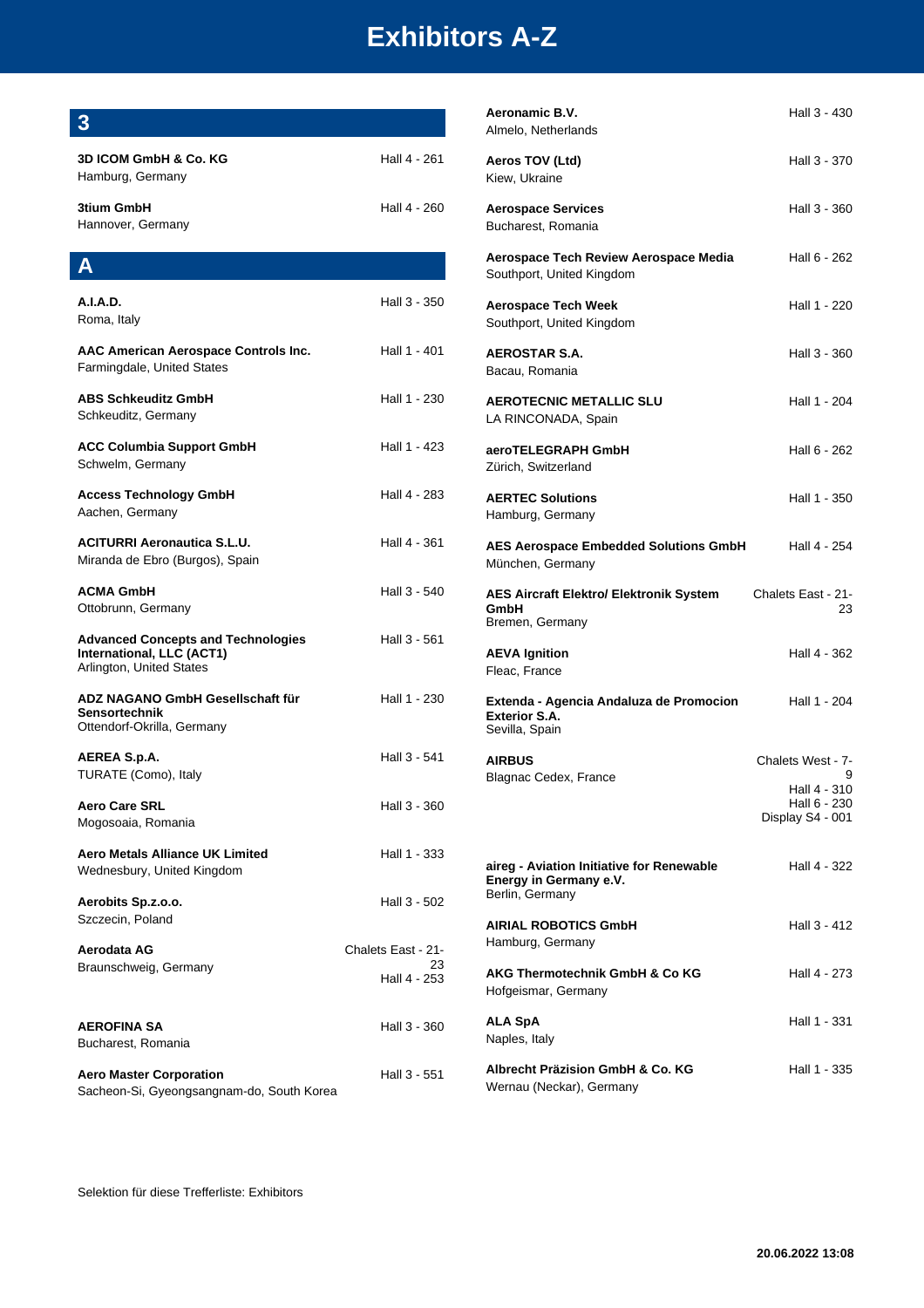# Exhibitors A-Z

## 3

**3D ICOM GmbH & Co. KG** — Hall 4 - 261
Hamburg, Germany

**3tium GmbH** — Hall 4 - 260
Hannover, Germany

## A

**A.I.A.D.** — Hall 3 - 350
Roma, Italy

**AAC American Aerospace Controls Inc.** — Hall 1 - 401
Farmingdale, United States

**ABS Schkeuditz GmbH** — Hall 1 - 230
Schkeuditz, Germany

**ACC Columbia Support GmbH** — Hall 1 - 423
Schwelm, Germany

**Access Technology GmbH** — Hall 4 - 283
Aachen, Germany

**ACITURRI Aeronautica S.L.U.** — Hall 4 - 361
Miranda de Ebro (Burgos), Spain

**ACMA GmbH** — Hall 3 - 540
Ottobrunn, Germany

**Advanced Concepts and Technologies International, LLC (ACT1)** — Hall 3 - 561
Arlington, United States

**ADZ NAGANO GmbH Gesellschaft für Sensortechnik** — Hall 1 - 230
Ottendorf-Okrilla, Germany

**AEREA S.p.A.** — Hall 3 - 541
TURATE (Como), Italy

**Aero Care SRL** — Hall 3 - 360
Mogosoaia, Romania

**Aero Metals Alliance UK Limited** — Hall 1 - 333
Wednesbury, United Kingdom

**Aerobits Sp.z.o.o.** — Hall 3 - 502
Szczecin, Poland

**Aerodata AG** — Chalets East - 21-23; Hall 4 - 253
Braunschweig, Germany

**AEROFINA SA** — Hall 3 - 360
Bucharest, Romania

**Aero Master Corporation** — Hall 3 - 551
Sacheon-Si, Gyeongsangnam-do, South Korea

**Aeronamic B.V.** — Hall 3 - 430
Almelo, Netherlands

**Aeros TOV (Ltd)** — Hall 3 - 370
Kiew, Ukraine

**Aerospace Services** — Hall 3 - 360
Bucharest, Romania

**Aerospace Tech Review Aerospace Media** — Hall 6 - 262
Southport, United Kingdom

**Aerospace Tech Week** — Hall 1 - 220
Southport, United Kingdom

**AEROSTAR S.A.** — Hall 3 - 360
Bacau, Romania

**AEROTECNIC METALLIC SLU** — Hall 1 - 204
LA RINCONADA, Spain

**aeroTELEGRAPH GmbH** — Hall 6 - 262
Zürich, Switzerland

**AERTEC Solutions** — Hall 1 - 350
Hamburg, Germany

**AES Aerospace Embedded Solutions GmbH** — Hall 4 - 254
München, Germany

**AES Aircraft Elektro/ Elektronik System GmbH** — Chalets East - 21-23
Bremen, Germany

**AEVA Ignition** — Hall 4 - 362
Fleac, France

**Extenda - Agencia Andaluza de Promocion Exterior S.A.** — Hall 1 - 204
Sevilla, Spain

**AIRBUS** — Chalets West - 7-9; Hall 4 - 310; Hall 6 - 230; Display S4 - 001
Blagnac Cedex, France

**aireg - Aviation Initiative for Renewable Energy in Germany e.V.** — Hall 4 - 322
Berlin, Germany

**AIRIAL ROBOTICS GmbH** — Hall 3 - 412
Hamburg, Germany

**AKG Thermotechnik GmbH & Co KG** — Hall 4 - 273
Hofgeismar, Germany

**ALA SpA** — Hall 1 - 331
Naples, Italy

**Albrecht Präzision GmbH & Co. KG** — Hall 1 - 335
Wernau (Neckar), Germany

Selektion für diese Trefferliste: Exhibitors

20.06.2022 13:08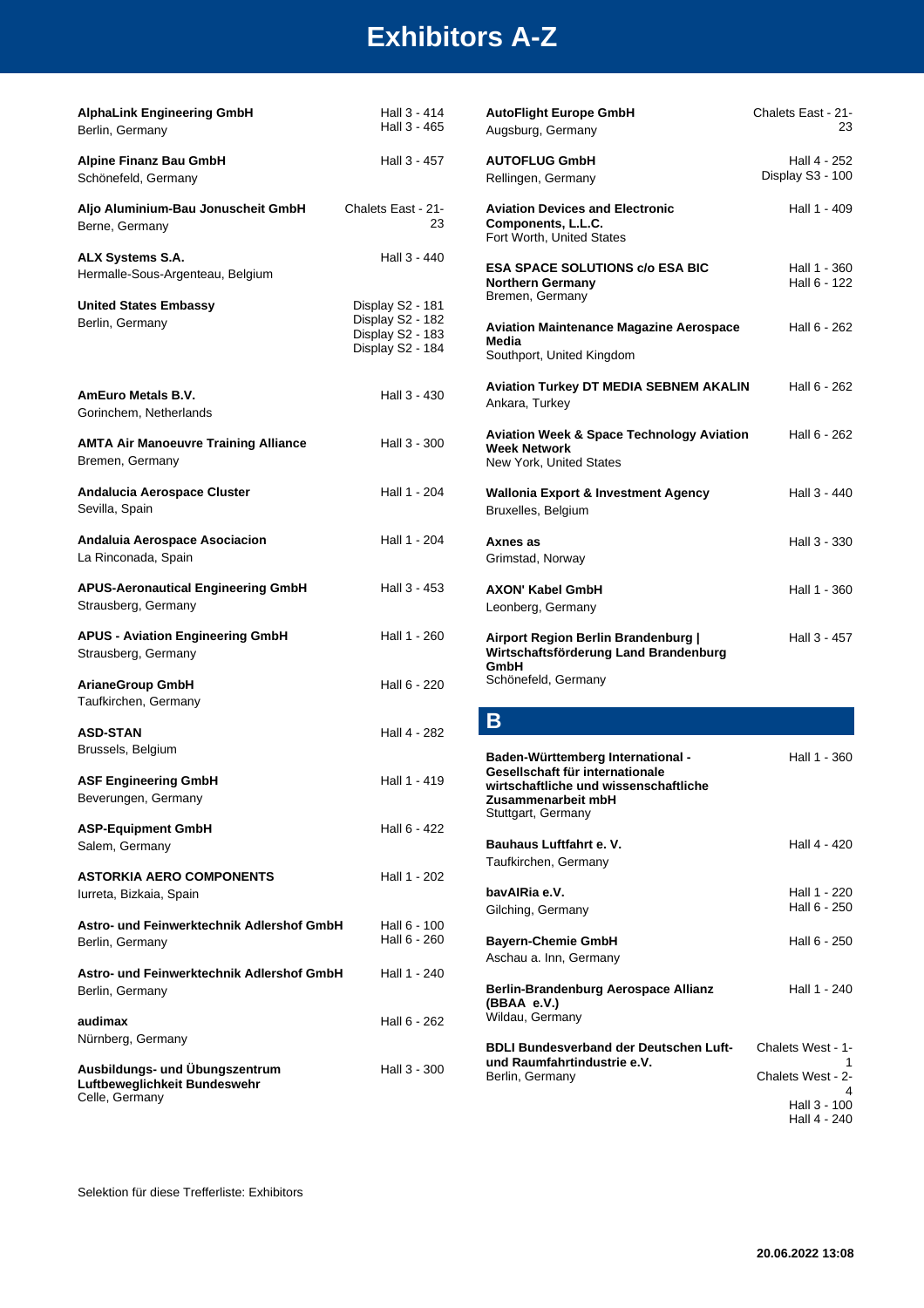# Exhibitors A-Z

**AlphaLink Engineering GmbH**
Berlin, Germany
Hall 3 - 414
Hall 3 - 465

**Alpine Finanz Bau GmbH**
Schönefeld, Germany
Hall 3 - 457

**Aljo Aluminium-Bau Jonuscheit GmbH**
Berne, Germany
Chalets East - 21-23

**ALX Systems S.A.**
Hermalle-Sous-Argenteau, Belgium
Hall 3 - 440

**United States Embassy**
Berlin, Germany
Display S2 - 181
Display S2 - 182
Display S2 - 183
Display S2 - 184

**AmEuro Metals B.V.**
Gorinchem, Netherlands
Hall 3 - 430

**AMTA Air Manoeuvre Training Alliance**
Bremen, Germany
Hall 3 - 300

**Andalucia Aerospace Cluster**
Sevilla, Spain
Hall 1 - 204

**Andaluia Aerospace Asociacion**
La Rinconada, Spain
Hall 1 - 204

**APUS-Aeronautical Engineering GmbH**
Strausberg, Germany
Hall 3 - 453

**APUS - Aviation Engineering GmbH**
Strausberg, Germany
Hall 1 - 260

**ArianeGroup GmbH**
Taufkirchen, Germany
Hall 6 - 220

**ASD-STAN**
Brussels, Belgium
Hall 4 - 282

**ASF Engineering GmbH**
Beverungen, Germany
Hall 1 - 419

**ASP-Equipment GmbH**
Salem, Germany
Hall 6 - 422

**ASTORKIA AERO COMPONENTS**
Iurreta, Bizkaia, Spain
Hall 1 - 202

**Astro- und Feinwerktechnik Adlershof GmbH**
Berlin, Germany
Hall 6 - 100
Hall 6 - 260

**Astro- und Feinwerktechnik Adlershof GmbH**
Berlin, Germany
Hall 1 - 240

**audimax**
Nürnberg, Germany
Hall 6 - 262

**Ausbildungs- und Übungszentrum Luftbeweglichkeit Bundeswehr**
Celle, Germany
Hall 3 - 300

**AutoFlight Europe GmbH**
Augsburg, Germany
Chalets East - 21-23

**AUTOFLUG GmbH**
Rellingen, Germany
Hall 4 - 252
Display S3 - 100

**Aviation Devices and Electronic Components, L.L.C.**
Fort Worth, United States
Hall 1 - 409

**ESA SPACE SOLUTIONS c/o ESA BIC Northern Germany**
Bremen, Germany
Hall 1 - 360
Hall 6 - 122

**Aviation Maintenance Magazine Aerospace Media**
Southport, United Kingdom
Hall 6 - 262

**Aviation Turkey DT MEDIA SEBNEM AKALIN**
Ankara, Turkey
Hall 6 - 262

**Aviation Week & Space Technology Aviation Week Network**
New York, United States
Hall 6 - 262

**Wallonia Export & Investment Agency**
Bruxelles, Belgium
Hall 3 - 440

**Axnes as**
Grimstad, Norway
Hall 3 - 330

**AXON' Kabel GmbH**
Leonberg, Germany
Hall 1 - 360

**Airport Region Berlin Brandenburg | Wirtschaftsförderung Land Brandenburg GmbH**
Schönefeld, Germany
Hall 3 - 457

## B

**Baden-Württemberg International - Gesellschaft für internationale wirtschaftliche und wissenschaftliche Zusammenarbeit mbH**
Stuttgart, Germany
Hall 1 - 360

**Bauhaus Luftfahrt e. V.**
Taufkirchen, Germany
Hall 4 - 420

**bavAIRia e.V.**
Gilching, Germany
Hall 1 - 220
Hall 6 - 250

**Bayern-Chemie GmbH**
Aschau a. Inn, Germany
Hall 6 - 250

**Berlin-Brandenburg Aerospace Allianz (BBAA e.V.)**
Wildau, Germany
Hall 1 - 240

**BDLI Bundesverband der Deutschen Luft- und Raumfahrtindustrie e.V.**
Berlin, Germany
Chalets West - 1-1
Chalets West - 2-4
Hall 3 - 100
Hall 4 - 240

Selektion für diese Trefferliste: Exhibitors

20.06.2022 13:08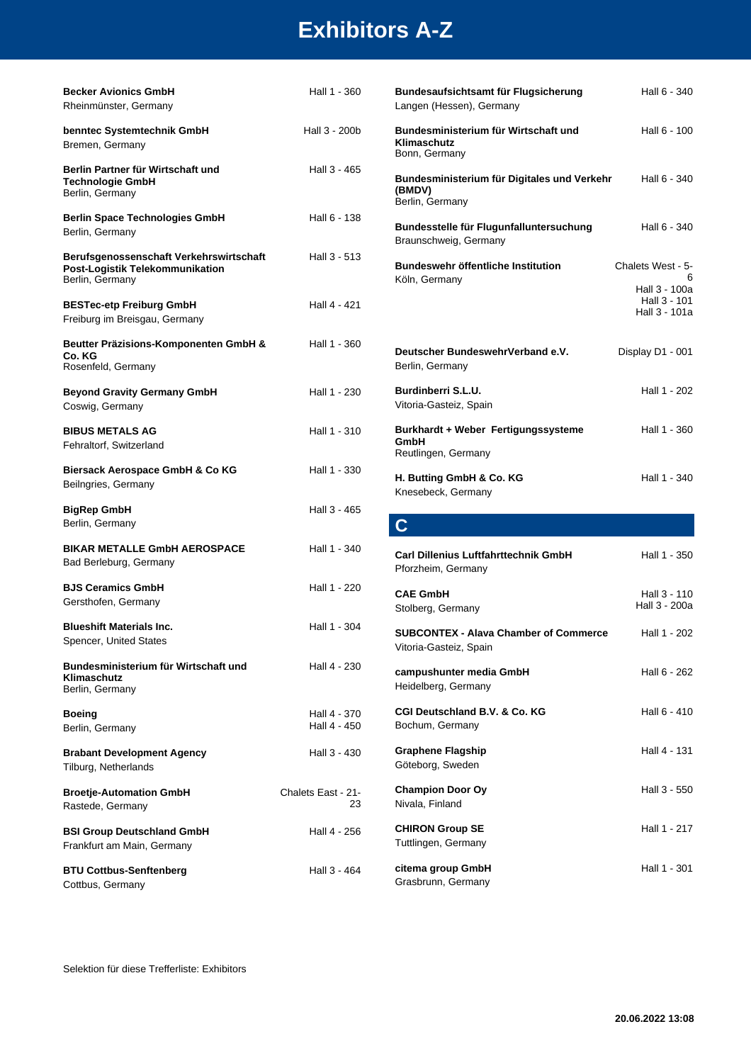# Exhibitors A-Z

**Becker Avionics GmbH**
Rheinmünster, Germany
Hall 1 - 360

**benntec Systemtechnik GmbH**
Bremen, Germany
Hall 3 - 200b

**Berlin Partner für Wirtschaft und Technologie GmbH**
Berlin, Germany
Hall 3 - 465

**Berlin Space Technologies GmbH**
Berlin, Germany
Hall 6 - 138

**Berufsgenossenschaft Verkehrswirtschaft Post-Logistik Telekommunikation**
Berlin, Germany
Hall 3 - 513

**BESTec-etp Freiburg GmbH**
Freiburg im Breisgau, Germany
Hall 4 - 421

**Beutter Präzisions-Komponenten GmbH & Co. KG**
Rosenfeld, Germany
Hall 1 - 360

**Beyond Gravity Germany GmbH**
Coswig, Germany
Hall 1 - 230

**BIBUS METALS AG**
Fehraltorf, Switzerland
Hall 1 - 310

**Biersack Aerospace GmbH & Co KG**
Beilngries, Germany
Hall 1 - 330

**BigRep GmbH**
Berlin, Germany
Hall 3 - 465

**BIKAR METALLE GmbH AEROSPACE**
Bad Berleburg, Germany
Hall 1 - 340

**BJS Ceramics GmbH**
Gersthofen, Germany
Hall 1 - 220

**Blueshift Materials Inc.**
Spencer, United States
Hall 1 - 304

**Bundesministerium für Wirtschaft und Klimaschutz**
Berlin, Germany
Hall 4 - 230

**Boeing**
Berlin, Germany
Hall 4 - 370
Hall 4 - 450

**Brabant Development Agency**
Tilburg, Netherlands
Hall 3 - 430

**Broetje-Automation GmbH**
Rastede, Germany
Chalets East - 21-23

**BSI Group Deutschland GmbH**
Frankfurt am Main, Germany
Hall 4 - 256

**BTU Cottbus-Senftenberg**
Cottbus, Germany
Hall 3 - 464

**Bundesaufsichtsamt für Flugsicherung**
Langen (Hessen), Germany
Hall 6 - 340

**Bundesministerium für Wirtschaft und Klimaschutz**
Bonn, Germany
Hall 6 - 100

**Bundesministerium für Digitales und Verkehr (BMDV)**
Berlin, Germany
Hall 6 - 340

**Bundesstelle für Flugunfalluntersuchung**
Braunschweig, Germany
Hall 6 - 340

**Bundeswehr öffentliche Institution**
Köln, Germany
Chalets West - 5-6
Hall 3 - 100a
Hall 3 - 101
Hall 3 - 101a

**Deutscher BundeswehrVerband e.V.**
Berlin, Germany
Display D1 - 001

**Burdinberri S.L.U.**
Vitoria-Gasteiz, Spain
Hall 1 - 202

**Burkhardt + Weber Fertigungssysteme GmbH**
Reutlingen, Germany
Hall 1 - 360

**H. Butting GmbH & Co. KG**
Knesebeck, Germany
Hall 1 - 340

## C

**Carl Dillenius Luftfahrttechnik GmbH**
Pforzheim, Germany
Hall 1 - 350

**CAE GmbH**
Stolberg, Germany
Hall 3 - 110
Hall 3 - 200a

**SUBCONTEX - Alava Chamber of Commerce**
Vitoria-Gasteiz, Spain
Hall 1 - 202

**campushunter media GmbH**
Heidelberg, Germany
Hall 6 - 262

**CGI Deutschland B.V. & Co. KG**
Bochum, Germany
Hall 6 - 410

**Graphene Flagship**
Göteborg, Sweden
Hall 4 - 131

**Champion Door Oy**
Nivala, Finland
Hall 3 - 550

**CHIRON Group SE**
Tuttlingen, Germany
Hall 1 - 217

**citema group GmbH**
Grasbrunn, Germany
Hall 1 - 301

Selektion für diese Trefferliste: Exhibitors

**20.06.2022 13:08**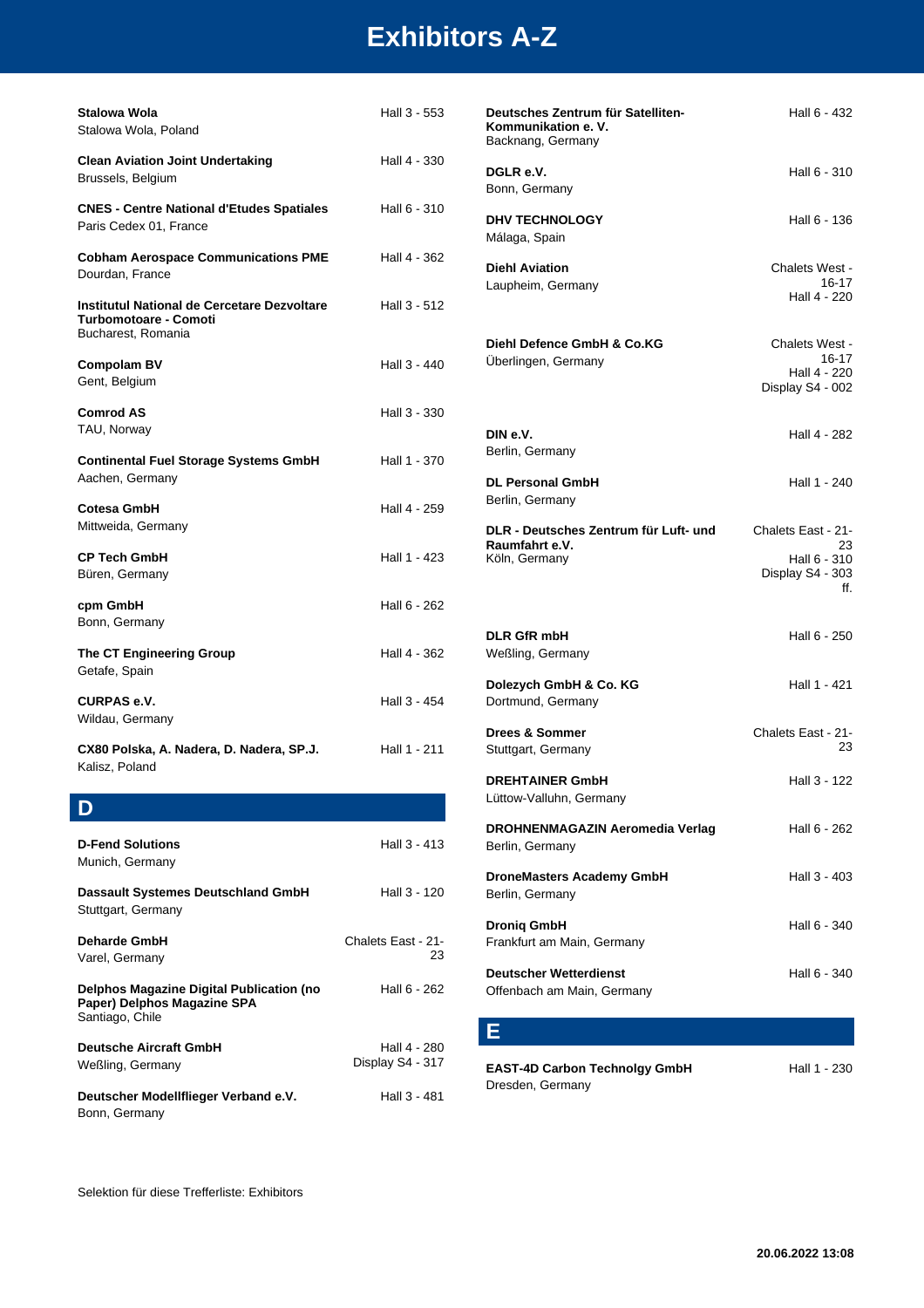# Exhibitors A-Z

**Stalowa Wola** — Hall 3 - 553
Stalowa Wola, Poland

**Clean Aviation Joint Undertaking** — Hall 4 - 330
Brussels, Belgium

**CNES - Centre National d'Etudes Spatiales** — Hall 6 - 310
Paris Cedex 01, France

**Cobham Aerospace Communications PME** — Hall 4 - 362
Dourdan, France

**Institutul National de Cercetare Dezvoltare Turbomotoare - Comoti** — Hall 3 - 512
Bucharest, Romania

**Compolam BV** — Hall 3 - 440
Gent, Belgium

**Comrod AS** — Hall 3 - 330
TAU, Norway

**Continental Fuel Storage Systems GmbH** — Hall 1 - 370
Aachen, Germany

**Cotesa GmbH** — Hall 4 - 259
Mittweida, Germany

**CP Tech GmbH** — Hall 1 - 423
Büren, Germany

**cpm GmbH** — Hall 6 - 262
Bonn, Germany

**The CT Engineering Group** — Hall 4 - 362
Getafe, Spain

**CURPAS e.V.** — Hall 3 - 454
Wildau, Germany

**CX80 Polska, A. Nadera, D. Nadera, SP.J.** — Hall 1 - 211
Kalisz, Poland

## D

**D-Fend Solutions** — Hall 3 - 413
Munich, Germany

**Dassault Systemes Deutschland GmbH** — Hall 3 - 120
Stuttgart, Germany

**Deharde GmbH** — Chalets East - 21-23
Varel, Germany

**Delphos Magazine Digital Publication (no Paper) Delphos Magazine SPA** — Hall 6 - 262
Santiago, Chile

**Deutsche Aircraft GmbH** — Hall 4 - 280, Display S4 - 317
Weßling, Germany

**Deutscher Modellflieger Verband e.V.** — Hall 3 - 481
Bonn, Germany

**Deutsches Zentrum für Satelliten-Kommunikation e. V.** — Hall 6 - 432
Backnang, Germany

**DGLR e.V.** — Hall 6 - 310
Bonn, Germany

**DHV TECHNOLOGY** — Hall 6 - 136
Málaga, Spain

**Diehl Aviation** — Chalets West - 16-17, Hall 4 - 220
Laupheim, Germany

**Diehl Defence GmbH & Co.KG** — Chalets West - 16-17, Hall 4 - 220, Display S4 - 002
Überlingen, Germany

**DIN e.V.** — Hall 4 - 282
Berlin, Germany

**DL Personal GmbH** — Hall 1 - 240
Berlin, Germany

**DLR - Deutsches Zentrum für Luft- und Raumfahrt e.V.** — Chalets East - 21-23, Hall 6 - 310, Display S4 - 303 ff.
Köln, Germany

**DLR GfR mbH** — Hall 6 - 250
Weßling, Germany

**Dolezych GmbH & Co. KG** — Hall 1 - 421
Dortmund, Germany

**Drees & Sommer** — Chalets East - 21-23
Stuttgart, Germany

**DREHTAINER GmbH** — Hall 3 - 122
Lüttow-Valluhn, Germany

**DROHNENMAGAZIN Aeromedia Verlag** — Hall 6 - 262
Berlin, Germany

**DroneMasters Academy GmbH** — Hall 3 - 403
Berlin, Germany

**Droniq GmbH** — Hall 6 - 340
Frankfurt am Main, Germany

**Deutscher Wetterdienst** — Hall 6 - 340
Offenbach am Main, Germany

## E

**EAST-4D Carbon Technolgy GmbH** — Hall 1 - 230
Dresden, Germany

Selektion für diese Trefferliste: Exhibitors

20.06.2022 13:08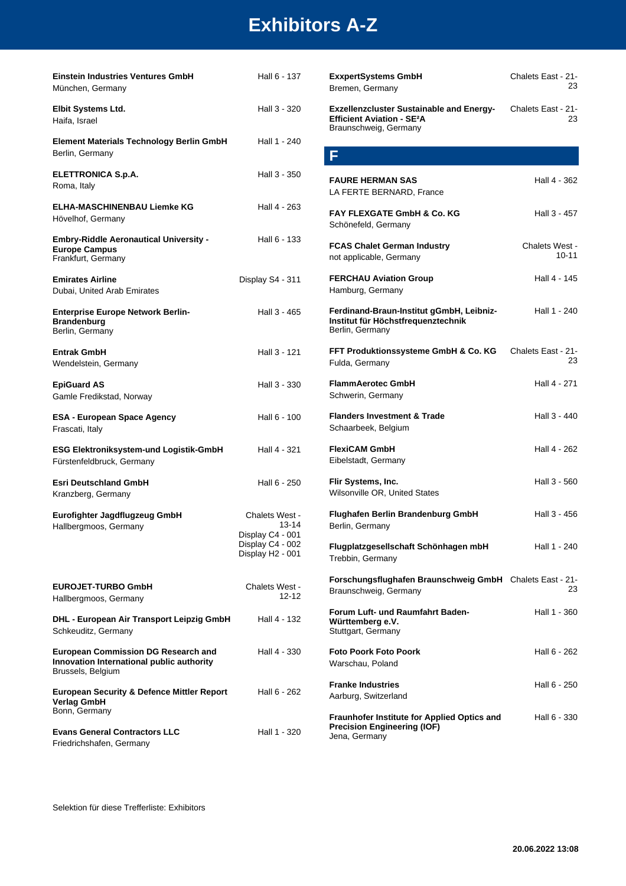# Exhibitors A-Z

**Einstein Industries Ventures GmbH**
München, Germany
Hall 6 - 137

**Elbit Systems Ltd.**
Haifa, Israel
Hall 3 - 320

**Element Materials Technology Berlin GmbH**
Berlin, Germany
Hall 1 - 240

**ELETTRONICA S.p.A.**
Roma, Italy
Hall 3 - 350

**ELHA-MASCHINENBAU Liemke KG**
Hövelhof, Germany
Hall 4 - 263

**Embry-Riddle Aeronautical University - Europe Campus**
Frankfurt, Germany
Hall 6 - 133

**Emirates Airline**
Dubai, United Arab Emirates
Display S4 - 311

**Enterprise Europe Network Berlin-Brandenburg**
Berlin, Germany
Hall 3 - 465

**Entrak GmbH**
Wendelstein, Germany
Hall 3 - 121

**EpiGuard AS**
Gamle Fredikstad, Norway
Hall 3 - 330

**ESA - European Space Agency**
Frascati, Italy
Hall 6 - 100

**ESG Elektroniksystem-und Logistik-GmbH**
Fürstenfeldbruck, Germany
Hall 4 - 321

**Esri Deutschland GmbH**
Kranzberg, Germany
Hall 6 - 250

**Eurofighter Jagdflugzeug GmbH**
Hallbergmoos, Germany
Chalets West - 13-14
Display C4 - 001
Display C4 - 002
Display H2 - 001

**EUROJET-TURBO GmbH**
Hallbergmoos, Germany
Chalets West - 12-12

**DHL - European Air Transport Leipzig GmbH**
Schkeuditz, Germany
Hall 4 - 132

**European Commission DG Research and Innovation International public authority**
Brussels, Belgium
Hall 4 - 330

**European Security & Defence Mittler Report Verlag GmbH**
Bonn, Germany
Hall 6 - 262

**Evans General Contractors LLC**
Friedrichshafen, Germany
Hall 1 - 320

**ExxpertSystems GmbH**
Bremen, Germany
Chalets East - 21-23

**Exzellenzcluster Sustainable and Energy-Efficient Aviation - SE²A**
Braunschweig, Germany
Chalets East - 21-23

## F

**FAURE HERMAN SAS**
LA FERTE BERNARD, France
Hall 4 - 362

**FAY FLEXGATE GmbH & Co. KG**
Schönefeld, Germany
Hall 3 - 457

**FCAS Chalet German Industry**
not applicable, Germany
Chalets West - 10-11

**FERCHAU Aviation Group**
Hamburg, Germany
Hall 4 - 145

**Ferdinand-Braun-Institut gGmbH, Leibniz-Institut für Höchstfrequenztechnik**
Berlin, Germany
Hall 1 - 240

**FFT Produktionssysteme GmbH & Co. KG**
Fulda, Germany
Chalets East - 21-23

**FlammAerotec GmbH**
Schwerin, Germany
Hall 4 - 271

**Flanders Investment & Trade**
Schaarbeek, Belgium
Hall 3 - 440

**FlexiCAM GmbH**
Eibelstadt, Germany
Hall 4 - 262

**Flir Systems, Inc.**
Wilsonville OR, United States
Hall 3 - 560

**Flughafen Berlin Brandenburg GmbH**
Berlin, Germany
Hall 3 - 456

**Flugplatzgesellschaft Schönhagen mbH**
Trebbin, Germany
Hall 1 - 240

**Forschungsflughafen Braunschweig GmbH**
Braunschweig, Germany
Chalets East - 21-23

**Forum Luft- und Raumfahrt Baden-Württemberg e.V.**
Stuttgart, Germany
Hall 1 - 360

**Foto Poork Foto Poork**
Warschau, Poland
Hall 6 - 262

**Franke Industries**
Aarburg, Switzerland
Hall 6 - 250

**Fraunhofer Institute for Applied Optics and Precision Engineering (IOF)**
Jena, Germany
Hall 6 - 330

Selektion für diese Trefferliste: Exhibitors

**20.06.2022 13:08**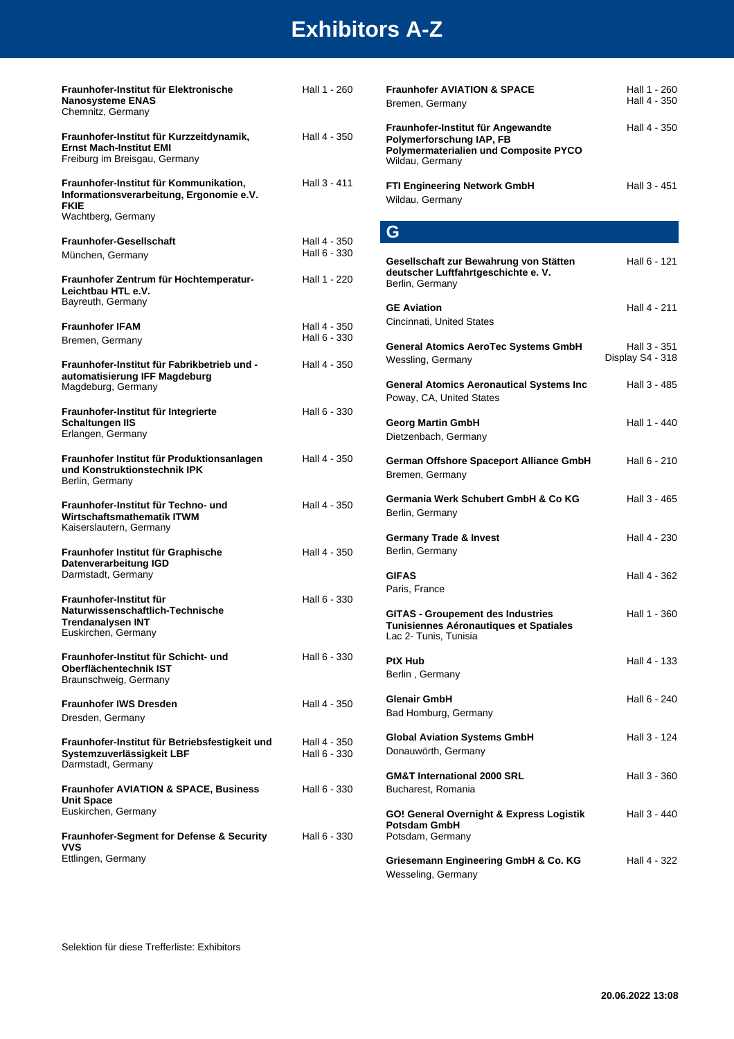# Exhibitors A-Z

**Fraunhofer-Institut für Elektronische Nanosysteme ENAS**
Chemnitz, Germany
Hall 1 - 260

**Fraunhofer-Institut für Kurzzeitdynamik, Ernst Mach-Institut EMI**
Freiburg im Breisgau, Germany
Hall 4 - 350

**Fraunhofer-Institut für Kommunikation, Informationsverarbeitung, Ergonomie e.V. FKIE**
Wachtberg, Germany
Hall 3 - 411

**Fraunhofer-Gesellschaft**
München, Germany
Hall 4 - 350
Hall 6 - 330

**Fraunhofer Zentrum für Hochtemperatur-Leichtbau HTL e.V.**
Bayreuth, Germany
Hall 1 - 220

**Fraunhofer IFAM**
Bremen, Germany
Hall 4 - 350
Hall 6 - 330

**Fraunhofer-Institut für Fabrikbetrieb und -automatisierung IFF Magdeburg**
Magdeburg, Germany
Hall 4 - 350

**Fraunhofer-Institut für Integrierte Schaltungen IIS**
Erlangen, Germany
Hall 6 - 330

**Fraunhofer Institut für Produktionsanlagen und Konstruktionstechnik IPK**
Berlin, Germany
Hall 4 - 350

**Fraunhofer-Institut für Techno- und Wirtschaftsmathematik ITWM**
Kaiserslautern, Germany
Hall 4 - 350

**Fraunhofer Institut für Graphische Datenverarbeitung IGD**
Darmstadt, Germany
Hall 4 - 350

**Fraunhofer-Institut für Naturwissenschaftlich-Technische Trendanalysen INT**
Euskirchen, Germany
Hall 6 - 330

**Fraunhofer-Institut für Schicht- und Oberflächentechnik IST**
Braunschweig, Germany
Hall 6 - 330

**Fraunhofer IWS Dresden**
Dresden, Germany
Hall 4 - 350

**Fraunhofer-Institut für Betriebsfestigkeit und Systemzuverlässigkeit LBF**
Darmstadt, Germany
Hall 4 - 350
Hall 6 - 330

**Fraunhofer AVIATION & SPACE, Business Unit Space**
Euskirchen, Germany
Hall 6 - 330

**Fraunhofer-Segment for Defense & Security VVS**
Ettlingen, Germany
Hall 6 - 330

**Fraunhofer AVIATION & SPACE**
Bremen, Germany
Hall 1 - 260
Hall 4 - 350

**Fraunhofer-Institut für Angewandte Polymerforschung IAP, FB Polymermaterialien und Composite PYCO**
Wildau, Germany
Hall 4 - 350

**FTI Engineering Network GmbH**
Wildau, Germany
Hall 3 - 451

## G

**Gesellschaft zur Bewahrung von Stätten deutscher Luftfahrtgeschichte e. V.**
Berlin, Germany
Hall 6 - 121

**GE Aviation**
Cincinnati, United States
Hall 4 - 211

**General Atomics AeroTec Systems GmbH**
Wessling, Germany
Hall 3 - 351
Display S4 - 318

**General Atomics Aeronautical Systems Inc**
Poway, CA, United States
Hall 3 - 485

**Georg Martin GmbH**
Dietzenbach, Germany
Hall 1 - 440

**German Offshore Spaceport Alliance GmbH**
Bremen, Germany
Hall 6 - 210

**Germania Werk Schubert GmbH & Co KG**
Berlin, Germany
Hall 3 - 465

**Germany Trade & Invest**
Berlin, Germany
Hall 4 - 230

**GIFAS**
Paris, France
Hall 4 - 362

**GITAS - Groupement des Industries Tunisiennes Aéronautiques et Spatiales**
Lac 2- Tunis, Tunisia
Hall 1 - 360

**PtX Hub**
Berlin , Germany
Hall 4 - 133

**Glenair GmbH**
Bad Homburg, Germany
Hall 6 - 240

**Global Aviation Systems GmbH**
Donauwörth, Germany
Hall 3 - 124

**GM&T International 2000 SRL**
Bucharest, Romania
Hall 3 - 360

**GO! General Overnight & Express Logistik Potsdam GmbH**
Potsdam, Germany
Hall 3 - 440

**Griesemann Engineering GmbH & Co. KG**
Wesseling, Germany
Hall 4 - 322

Selektion für diese Trefferliste: Exhibitors

20.06.2022 13:08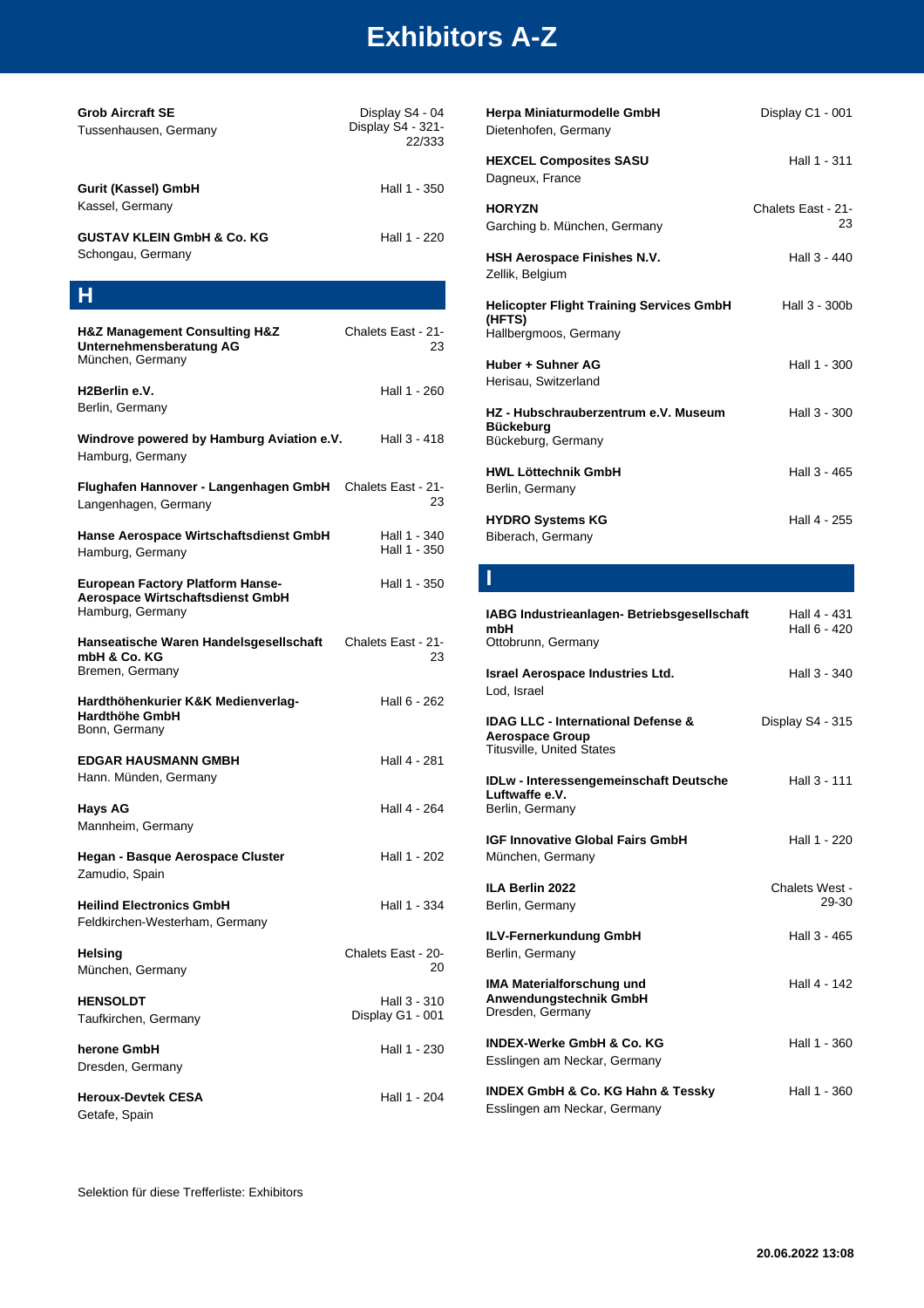# Exhibitors A-Z

**Grob Aircraft SE**
Tussenhausen, Germany
Display S4 - 04
Display S4 - 321-22/333

**Gurit (Kassel) GmbH**
Kassel, Germany
Hall 1 - 350

**GUSTAV KLEIN GmbH & Co. KG**
Schongau, Germany
Hall 1 - 220

## H

**H&Z Management Consulting H&Z Unternehmensberatung AG**
München, Germany
Chalets East - 21-23

**H2Berlin e.V.**
Berlin, Germany
Hall 1 - 260

**Windrove powered by Hamburg Aviation e.V.**
Hamburg, Germany
Hall 3 - 418

**Flughafen Hannover - Langenhagen GmbH**
Langenhagen, Germany
Chalets East - 21-23

**Hanse Aerospace Wirtschaftsdienst GmbH**
Hamburg, Germany
Hall 1 - 340
Hall 1 - 350

**European Factory Platform Hanse-Aerospace Wirtschaftsdienst GmbH**
Hamburg, Germany
Hall 1 - 350

**Hanseatische Waren Handelsgesellschaft mbH & Co. KG**
Bremen, Germany
Chalets East - 21-23

**Hardthöhenkurier K&K Medienverlag-Hardthöhe GmbH**
Bonn, Germany
Hall 6 - 262

**EDGAR HAUSMANN GMBH**
Hann. Münden, Germany
Hall 4 - 281

**Hays AG**
Mannheim, Germany
Hall 4 - 264

**Hegan - Basque Aerospace Cluster**
Zamudio, Spain
Hall 1 - 202

**Heilind Electronics GmbH**
Feldkirchen-Westerham, Germany
Hall 1 - 334

**Helsing**
München, Germany
Chalets East - 20-20

**HENSOLDT**
Taufkirchen, Germany
Hall 3 - 310
Display G1 - 001

**herone GmbH**
Dresden, Germany
Hall 1 - 230

**Heroux-Devtek CESA**
Getafe, Spain
Hall 1 - 204

**Herpa Miniaturmodelle GmbH**
Dietenhofen, Germany
Display C1 - 001

**HEXCEL Composites SASU**
Dagneux, France
Hall 1 - 311

**HORYZN**
Garching b. München, Germany
Chalets East - 21-23

**HSH Aerospace Finishes N.V.**
Zellik, Belgium
Hall 3 - 440

**Helicopter Flight Training Services GmbH (HFTS)**
Hallbergmoos, Germany
Hall 3 - 300b

**Huber + Suhner AG**
Herisau, Switzerland
Hall 1 - 300

**HZ - Hubschrauberzentrum e.V. Museum Bückeburg**
Bückeburg, Germany
Hall 3 - 300

**HWL Löttechnik GmbH**
Berlin, Germany
Hall 3 - 465

**HYDRO Systems KG**
Biberach, Germany
Hall 4 - 255

## I

**IABG Industrieanlagen- Betriebsgesellschaft mbH**
Ottobrunn, Germany
Hall 4 - 431
Hall 6 - 420

**Israel Aerospace Industries Ltd.**
Lod, Israel
Hall 3 - 340

**IDAG LLC - International Defense & Aerospace Group**
Titusville, United States
Display S4 - 315

**IDLw - Interessengemeinschaft Deutsche Luftwaffe e.V.**
Berlin, Germany
Hall 3 - 111

**IGF Innovative Global Fairs GmbH**
München, Germany
Hall 1 - 220

**ILA Berlin 2022**
Berlin, Germany
Chalets West - 29-30

**ILV-Fernerkundung GmbH**
Berlin, Germany
Hall 3 - 465

**IMA Materialforschung und Anwendungstechnik GmbH**
Dresden, Germany
Hall 4 - 142

**INDEX-Werke GmbH & Co. KG**
Esslingen am Neckar, Germany
Hall 1 - 360

**INDEX GmbH & Co. KG Hahn & Tessky**
Esslingen am Neckar, Germany
Hall 1 - 360

Selektion für diese Trefferliste: Exhibitors

**20.06.2022 13:08**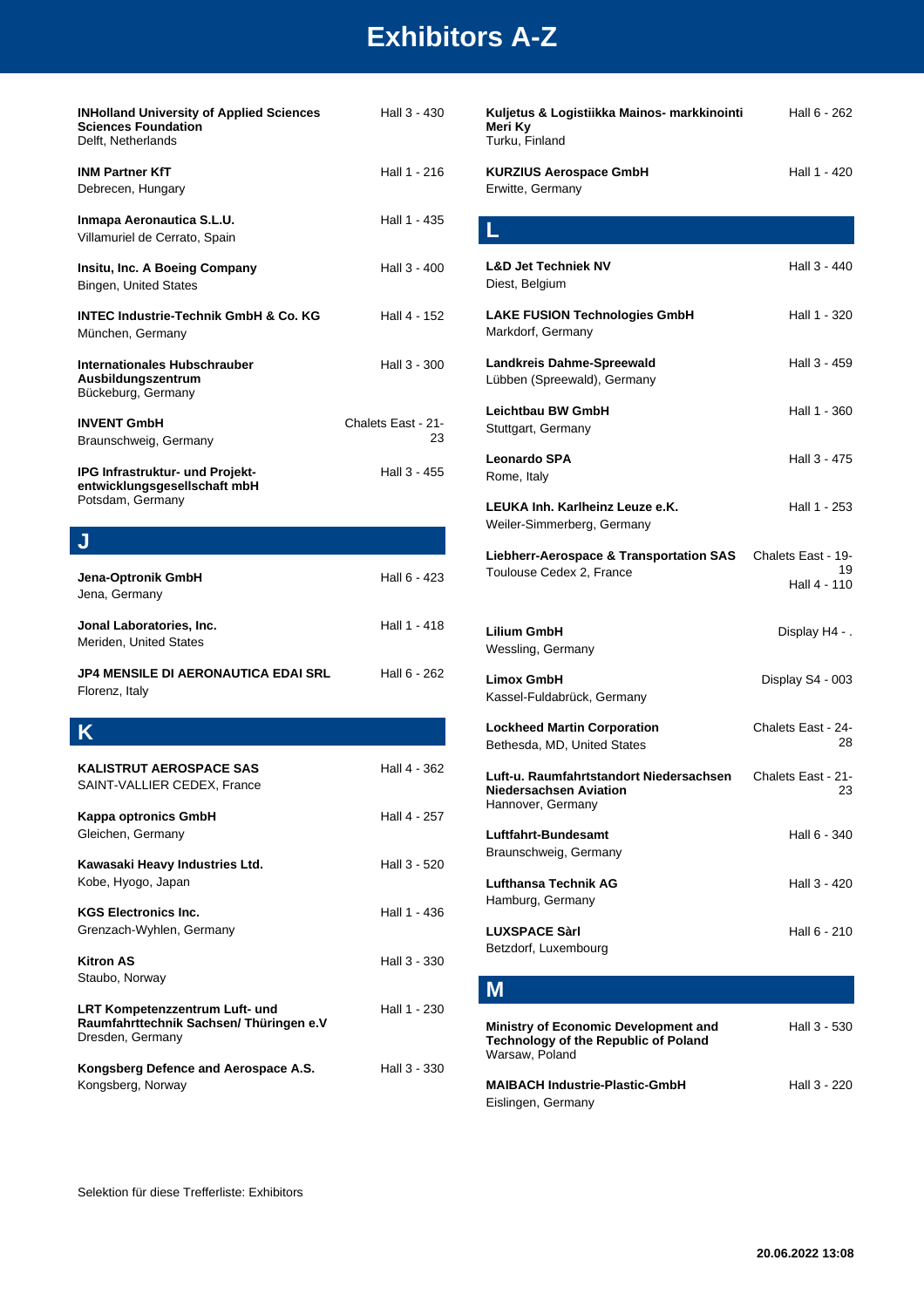# Exhibitors A-Z

**INHolland University of Applied Sciences Sciences Foundation**
Delft, Netherlands
Hall 3 - 430

**INM Partner KfT**
Debrecen, Hungary
Hall 1 - 216

**Inmapa Aeronautica S.L.U.**
Villamuriel de Cerrato, Spain
Hall 1 - 435

**Insitu, Inc. A Boeing Company**
Bingen, United States
Hall 3 - 400

**INTEC Industrie-Technik GmbH & Co. KG**
München, Germany
Hall 4 - 152

**Internationales Hubschrauber Ausbildungszentrum**
Bückeburg, Germany
Hall 3 - 300

**INVENT GmbH**
Braunschweig, Germany
Chalets East - 21-23

**IPG Infrastruktur- und Projekt-entwicklungsgesellschaft mbH**
Potsdam, Germany
Hall 3 - 455

## J

**Jena-Optronik GmbH**
Jena, Germany
Hall 6 - 423

**Jonal Laboratories, Inc.**
Meriden, United States
Hall 1 - 418

**JP4 MENSILE DI AERONAUTICA EDAI SRL**
Florenz, Italy
Hall 6 - 262

## K

**KALISTRUT AEROSPACE SAS**
SAINT-VALLIER CEDEX, France
Hall 4 - 362

**Kappa optronics GmbH**
Gleichen, Germany
Hall 4 - 257

**Kawasaki Heavy Industries Ltd.**
Kobe, Hyogo, Japan
Hall 3 - 520

**KGS Electronics Inc.**
Grenzach-Wyhlen, Germany
Hall 1 - 436

**Kitron AS**
Staubo, Norway
Hall 3 - 330

**LRT Kompetenzzentrum Luft- und Raumfahrttechnik Sachsen/ Thüringen e.V**
Dresden, Germany
Hall 1 - 230

**Kongsberg Defence and Aerospace A.S.**
Kongsberg, Norway
Hall 3 - 330

**Kuljetus & Logistiikka Mainos- markkinointi Meri Ky**
Turku, Finland
Hall 6 - 262

**KURZIUS Aerospace GmbH**
Erwitte, Germany
Hall 1 - 420

## L

**L&D Jet Techniek NV**
Diest, Belgium
Hall 3 - 440

**LAKE FUSION Technologies GmbH**
Markdorf, Germany
Hall 1 - 320

**Landkreis Dahme-Spreewald**
Lübben (Spreewald), Germany
Hall 3 - 459

**Leichtbau BW GmbH**
Stuttgart, Germany
Hall 1 - 360

**Leonardo SPA**
Rome, Italy
Hall 3 - 475

**LEUKA Inh. Karlheinz Leuze e.K.**
Weiler-Simmerberg, Germany
Hall 1 - 253

**Liebherr-Aerospace & Transportation SAS**
Toulouse Cedex 2, France
Chalets East - 19-19
Hall 4 - 110

**Lilium GmbH**
Wessling, Germany
Display H4 - .

**Limox GmbH**
Kassel-Fuldabrück, Germany
Display S4 - 003

**Lockheed Martin Corporation**
Bethesda, MD, United States
Chalets East - 24-28

**Luft-u. Raumfahrtstandort Niedersachsen Niedersachsen Aviation**
Hannover, Germany
Chalets East - 21-23

**Luftfahrt-Bundesamt**
Braunschweig, Germany
Hall 6 - 340

**Lufthansa Technik AG**
Hamburg, Germany
Hall 3 - 420

**LUXSPACE Sàrl**
Betzdorf, Luxembourg
Hall 6 - 210

## M

**Ministry of Economic Development and Technology of the Republic of Poland**
Warsaw, Poland
Hall 3 - 530

**MAIBACH Industrie-Plastic-GmbH**
Eislingen, Germany
Hall 3 - 220

Selektion für diese Trefferliste: Exhibitors

**20.06.2022 13:08**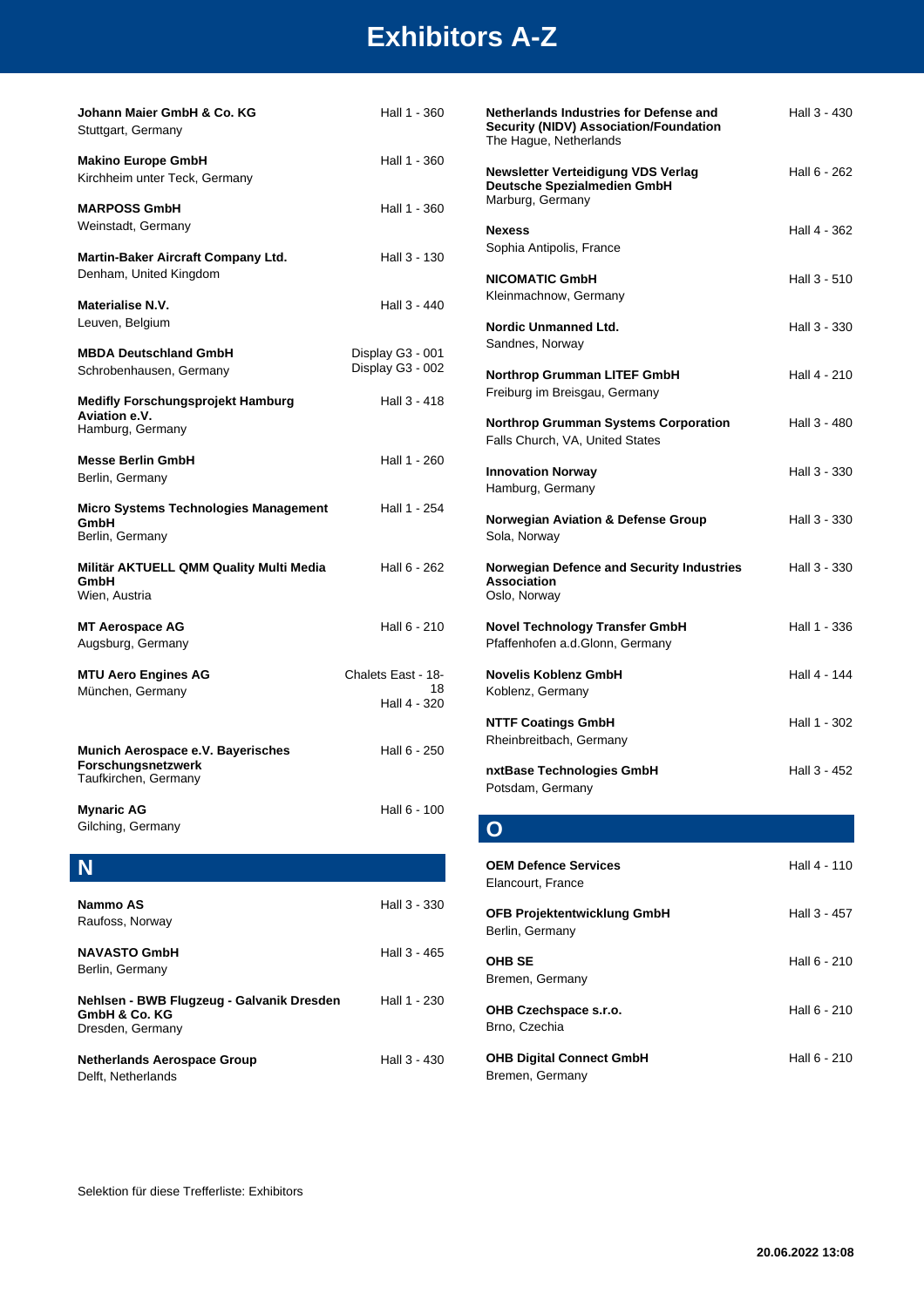# Exhibitors A-Z

**Johann Maier GmbH & Co. KG** — Hall 1 - 360
Stuttgart, Germany

**Makino Europe GmbH** — Hall 1 - 360
Kirchheim unter Teck, Germany

**MARPOSS GmbH** — Hall 1 - 360
Weinstadt, Germany

**Martin-Baker Aircraft Company Ltd.** — Hall 3 - 130
Denham, United Kingdom

**Materialise N.V.** — Hall 3 - 440
Leuven, Belgium

**MBDA Deutschland GmbH** — Display G3 - 001, Display G3 - 002
Schrobenhausen, Germany

**Medifly Forschungsprojekt Hamburg Aviation e.V.** — Hall 3 - 418
Hamburg, Germany

**Messe Berlin GmbH** — Hall 1 - 260
Berlin, Germany

**Micro Systems Technologies Management GmbH** — Hall 1 - 254
Berlin, Germany

**Militär AKTUELL QMM Quality Multi Media GmbH** — Hall 6 - 262
Wien, Austria

**MT Aerospace AG** — Hall 6 - 210
Augsburg, Germany

**MTU Aero Engines AG** — Chalets East - 18-18, Hall 4 - 320
München, Germany

**Munich Aerospace e.V. Bayerisches Forschungsnetzwerk** — Hall 6 - 250
Taufkirchen, Germany

**Mynaric AG** — Hall 6 - 100
Gilching, Germany

## N

**Nammo AS** — Hall 3 - 330
Raufoss, Norway

**NAVASTO GmbH** — Hall 3 - 465
Berlin, Germany

**Nehlsen - BWB Flugzeug - Galvanik Dresden GmbH & Co. KG** — Hall 1 - 230
Dresden, Germany

**Netherlands Aerospace Group** — Hall 3 - 430
Delft, Netherlands

**Netherlands Industries for Defense and Security (NIDV) Association/Foundation** — Hall 3 - 430
The Hague, Netherlands

**Newsletter Verteidigung VDS Verlag Deutsche Spezialmedien GmbH** — Hall 6 - 262
Marburg, Germany

**Nexess** — Hall 4 - 362
Sophia Antipolis, France

**NICOMATIC GmbH** — Hall 3 - 510
Kleinmachnow, Germany

**Nordic Unmanned Ltd.** — Hall 3 - 330
Sandnes, Norway

**Northrop Grumman LITEF GmbH** — Hall 4 - 210
Freiburg im Breisgau, Germany

**Northrop Grumman Systems Corporation** — Hall 3 - 480
Falls Church, VA, United States

**Innovation Norway** — Hall 3 - 330
Hamburg, Germany

**Norwegian Aviation & Defense Group** — Hall 3 - 330
Sola, Norway

**Norwegian Defence and Security Industries Association** — Hall 3 - 330
Oslo, Norway

**Novel Technology Transfer GmbH** — Hall 1 - 336
Pfaffenhofen a.d.Glonn, Germany

**Novelis Koblenz GmbH** — Hall 4 - 144
Koblenz, Germany

**NTTF Coatings GmbH** — Hall 1 - 302
Rheinbreitbach, Germany

**nxtBase Technologies GmbH** — Hall 3 - 452
Potsdam, Germany

## O

**OEM Defence Services** — Hall 4 - 110
Elancourt, France

**OFB Projektentwicklung GmbH** — Hall 3 - 457
Berlin, Germany

**OHB SE** — Hall 6 - 210
Bremen, Germany

**OHB Czechspace s.r.o.** — Hall 6 - 210
Brno, Czechia

**OHB Digital Connect GmbH** — Hall 6 - 210
Bremen, Germany

Selektion für diese Trefferliste: Exhibitors

**20.06.2022 13:08**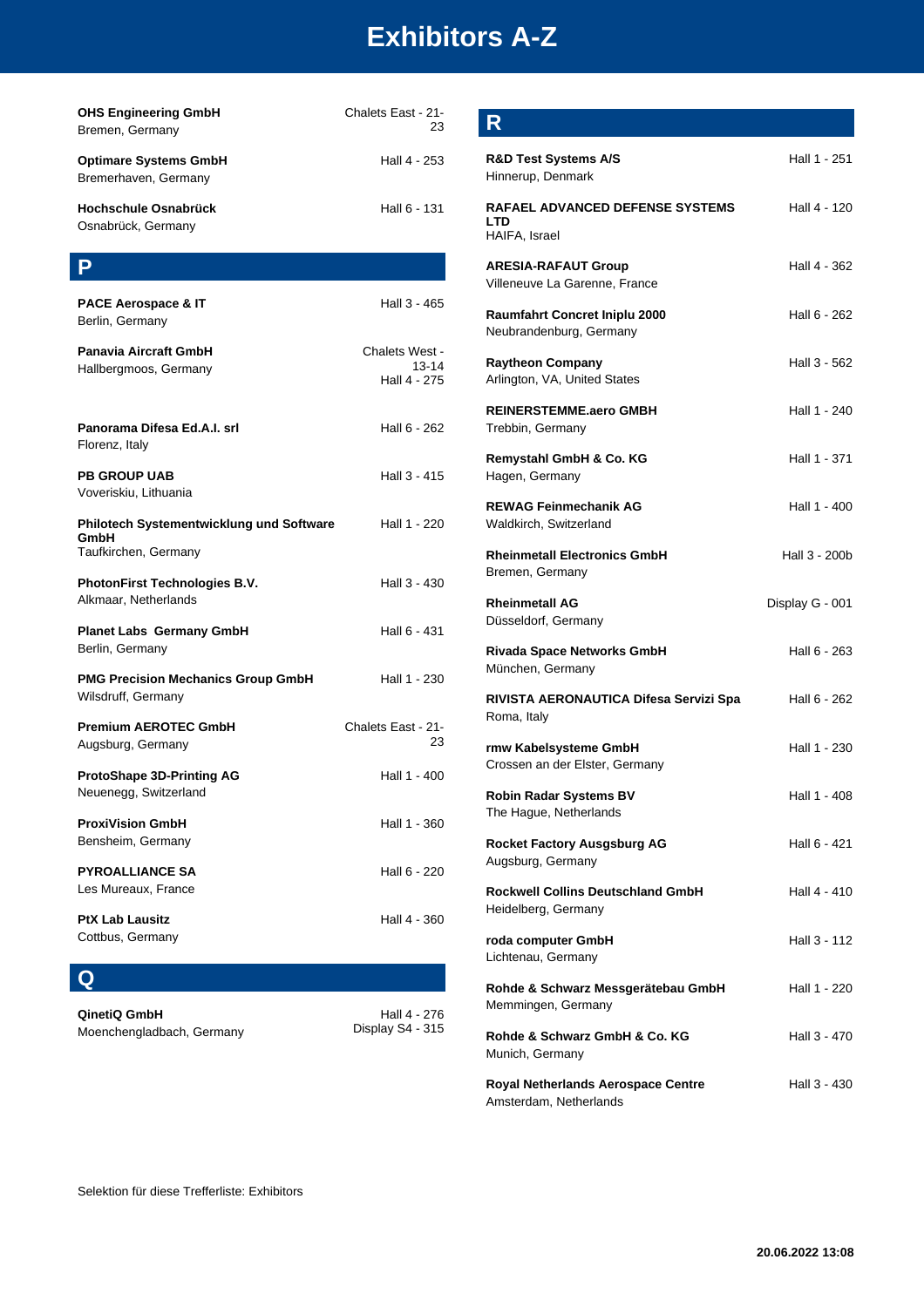# Exhibitors A-Z

**OHS Engineering GmbH**
Bremen, Germany
Chalets East - 21-23

**Optimare Systems GmbH**
Bremerhaven, Germany
Hall 4 - 253

**Hochschule Osnabrück**
Osnabrück, Germany
Hall 6 - 131

## P

**PACE Aerospace & IT**
Berlin, Germany
Hall 3 - 465

**Panavia Aircraft GmbH**
Hallbergmoos, Germany
Chalets West - 13-14
Hall 4 - 275

**Panorama Difesa Ed.A.I. srl**
Florenz, Italy
Hall 6 - 262

**PB GROUP UAB**
Voveriskiu, Lithuania
Hall 3 - 415

**Philotech Systementwicklung und Software GmbH**
Taufkirchen, Germany
Hall 1 - 220

**PhotonFirst Technologies B.V.**
Alkmaar, Netherlands
Hall 3 - 430

**Planet Labs Germany GmbH**
Berlin, Germany
Hall 6 - 431

**PMG Precision Mechanics Group GmbH**
Wilsdruff, Germany
Hall 1 - 230

**Premium AEROTEC GmbH**
Augsburg, Germany
Chalets East - 21-23

**ProtoShape 3D-Printing AG**
Neuenegg, Switzerland
Hall 1 - 400

**ProxiVision GmbH**
Bensheim, Germany
Hall 1 - 360

**PYROALLIANCE SA**
Les Mureaux, France
Hall 6 - 220

**PtX Lab Lausitz**
Cottbus, Germany
Hall 4 - 360

## Q

**QinetiQ GmbH**
Moenchengladbach, Germany
Hall 4 - 276
Display S4 - 315

## R

**R&D Test Systems A/S**
Hinnerup, Denmark
Hall 1 - 251

**RAFAEL ADVANCED DEFENSE SYSTEMS LTD**
HAIFA, Israel
Hall 4 - 120

**ARESIA-RAFAUT Group**
Villeneuve La Garenne, France
Hall 4 - 362

**Raumfahrt Concret Iniplu 2000**
Neubrandenburg, Germany
Hall 6 - 262

**Raytheon Company**
Arlington, VA, United States
Hall 3 - 562

**REINERSTEMME.aero GMBH**
Trebbin, Germany
Hall 1 - 240

**Remystahl GmbH & Co. KG**
Hagen, Germany
Hall 1 - 371

**REWAG Feinmechanik AG**
Waldkirch, Switzerland
Hall 1 - 400

**Rheinmetall Electronics GmbH**
Bremen, Germany
Hall 3 - 200b

**Rheinmetall AG**
Düsseldorf, Germany
Display G - 001

**Rivada Space Networks GmbH**
München, Germany
Hall 6 - 263

**RIVISTA AERONAUTICA Difesa Servizi Spa**
Roma, Italy
Hall 6 - 262

**rmw Kabelsysteme GmbH**
Crossen an der Elster, Germany
Hall 1 - 230

**Robin Radar Systems BV**
The Hague, Netherlands
Hall 1 - 408

**Rocket Factory Ausgsburg AG**
Augsburg, Germany
Hall 6 - 421

**Rockwell Collins Deutschland GmbH**
Heidelberg, Germany
Hall 4 - 410

**roda computer GmbH**
Lichtenau, Germany
Hall 3 - 112

**Rohde & Schwarz Messgerätebau GmbH**
Memmingen, Germany
Hall 1 - 220

**Rohde & Schwarz GmbH & Co. KG**
Munich, Germany
Hall 3 - 470

**Royal Netherlands Aerospace Centre**
Amsterdam, Netherlands
Hall 3 - 430

Selektion für diese Trefferliste: Exhibitors

**20.06.2022 13:08**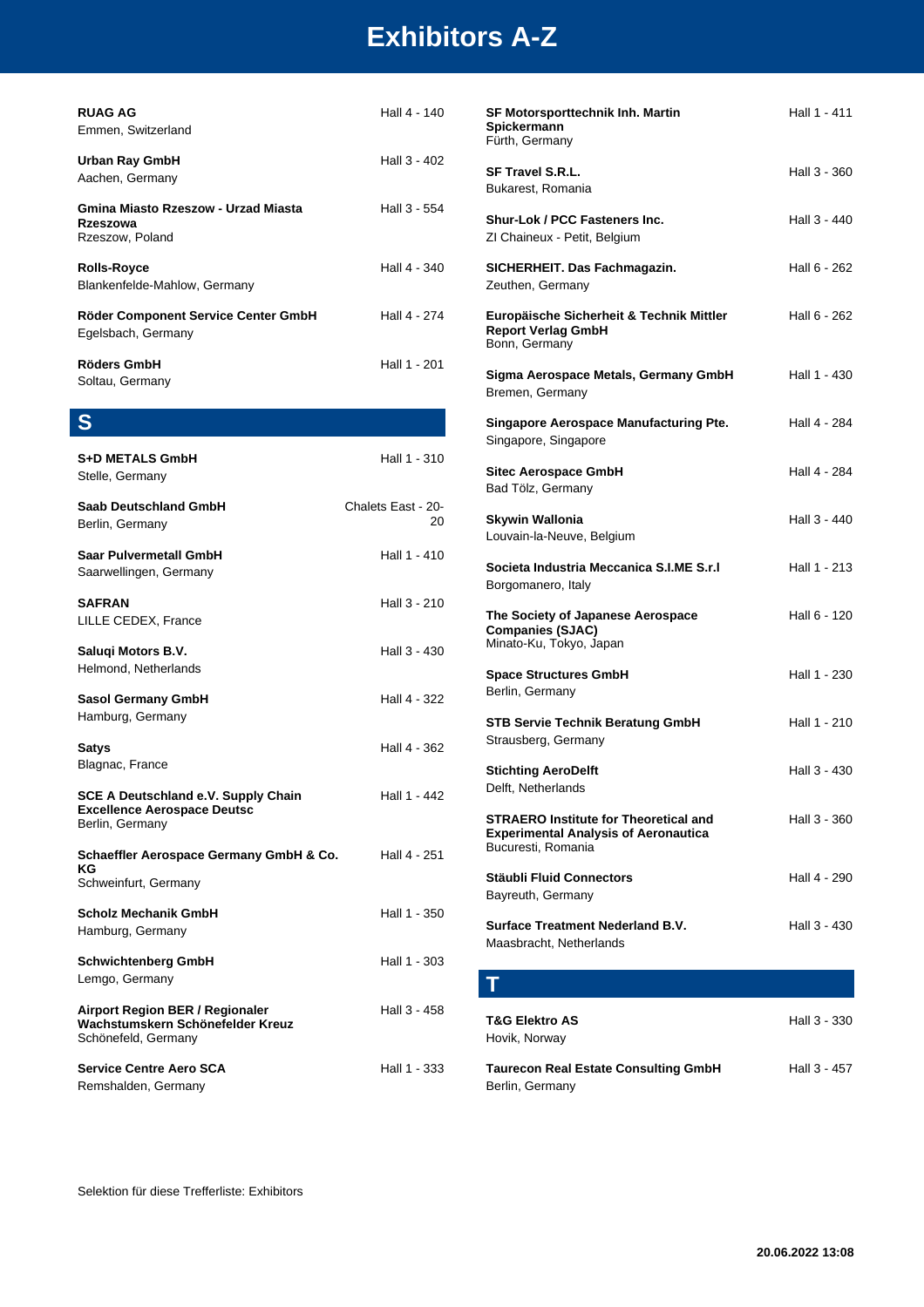# Exhibitors A-Z

**RUAG AG** — Hall 4 - 140
Emmen, Switzerland

**Urban Ray GmbH** — Hall 3 - 402
Aachen, Germany

**Gmina Miasto Rzeszow - Urzad Miasta Rzeszowa** — Hall 3 - 554
Rzeszow, Poland

**Rolls-Royce** — Hall 4 - 340
Blankenfelde-Mahlow, Germany

**Röder Component Service Center GmbH** — Hall 4 - 274
Egelsbach, Germany

**Röders GmbH** — Hall 1 - 201
Soltau, Germany

## S

**S+D METALS GmbH** — Hall 1 - 310
Stelle, Germany

**Saab Deutschland GmbH** — Chalets East - 20-20
Berlin, Germany

**Saar Pulvermetall GmbH** — Hall 1 - 410
Saarwellingen, Germany

**SAFRAN** — Hall 3 - 210
LILLE CEDEX, France

**Saluqi Motors B.V.** — Hall 3 - 430
Helmond, Netherlands

**Sasol Germany GmbH** — Hall 4 - 322
Hamburg, Germany

**Satys** — Hall 4 - 362
Blagnac, France

**SCE A Deutschland e.V. Supply Chain Excellence Aerospace Deutsc** — Hall 1 - 442
Berlin, Germany

**Schaeffler Aerospace Germany GmbH & Co. KG** — Hall 4 - 251
Schweinfurt, Germany

**Scholz Mechanik GmbH** — Hall 1 - 350
Hamburg, Germany

**Schwichtenberg GmbH** — Hall 1 - 303
Lemgo, Germany

**Airport Region BER / Regionaler Wachstumskern Schönefelder Kreuz** — Hall 3 - 458
Schönefeld, Germany

**Service Centre Aero SCA** — Hall 1 - 333
Remshalden, Germany

**SF Motorsporttechnik Inh. Martin Spickermann** — Hall 1 - 411
Fürth, Germany

**SF Travel S.R.L.** — Hall 3 - 360
Bukarest, Romania

**Shur-Lok / PCC Fasteners Inc.** — Hall 3 - 440
ZI Chaineux - Petit, Belgium

**SICHERHEIT. Das Fachmagazin.** — Hall 6 - 262
Zeuthen, Germany

**Europäische Sicherheit & Technik Mittler Report Verlag GmbH** — Hall 6 - 262
Bonn, Germany

**Sigma Aerospace Metals, Germany GmbH** — Hall 1 - 430
Bremen, Germany

**Singapore Aerospace Manufacturing Pte.** — Hall 4 - 284
Singapore, Singapore

**Sitec Aerospace GmbH** — Hall 4 - 284
Bad Tölz, Germany

**Skywin Wallonia** — Hall 3 - 440
Louvain-la-Neuve, Belgium

**Societa Industria Meccanica S.I.ME S.r.l** — Hall 1 - 213
Borgomanero, Italy

**The Society of Japanese Aerospace Companies (SJAC)** — Hall 6 - 120
Minato-Ku, Tokyo, Japan

**Space Structures GmbH** — Hall 1 - 230
Berlin, Germany

**STB Servie Technik Beratung GmbH** — Hall 1 - 210
Strausberg, Germany

**Stichting AeroDelft** — Hall 3 - 430
Delft, Netherlands

**STRAERO Institute for Theoretical and Experimental Analysis of Aeronautica** — Hall 3 - 360
Bucuresti, Romania

**Stäubli Fluid Connectors** — Hall 4 - 290
Bayreuth, Germany

**Surface Treatment Nederland B.V.** — Hall 3 - 430
Maasbracht, Netherlands

## T

**T&G Elektro AS** — Hall 3 - 330
Hovik, Norway

**Taurecon Real Estate Consulting GmbH** — Hall 3 - 457
Berlin, Germany

Selektion für diese Trefferliste: Exhibitors

**20.06.2022 13:08**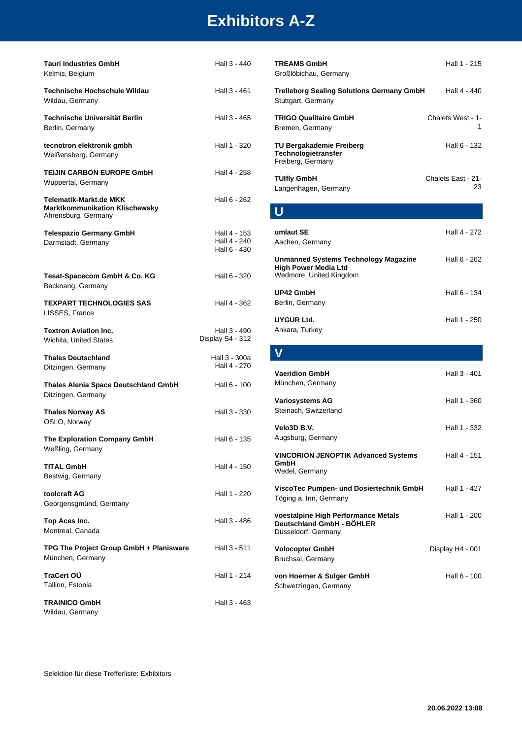# Exhibitors A-Z

**Tauri Industries GmbH** — Hall 3 - 440
Kelmis, Belgium

**Technische Hochschule Wildau** — Hall 3 - 461
Wildau, Germany

**Technische Universität Berlin** — Hall 3 - 465
Berlin, Germany

**tecnotron elektronik gmbh** — Hall 1 - 320
Weißensberg, Germany

**TEIJIN CARBON EUROPE GmbH** — Hall 4 - 258
Wuppertal, Germany

**Telematik-Markt.de MKK Marktkommunikation Klischewsky** — Hall 6 - 262
Ahrensburg, Germany

**Telespazio Germany GmbH** — Hall 4 - 153, Hall 4 - 240, Hall 6 - 430
Darmstadt, Germany

**Tesat-Spacecom GmbH & Co. KG** — Hall 6 - 320
Backnang, Germany

**TEXPART TECHNOLOGIES SAS** — Hall 4 - 362
LISSES, France

**Textron Aviation Inc.** — Hall 3 - 490, Display S4 - 312
Wichita, United States

**Thales Deutschland** — Hall 3 - 300a, Hall 4 - 270
Ditzingen, Germany

**Thales Alenia Space Deutschland GmbH** — Hall 6 - 100
Ditzingen, Germany

**Thales Norway AS** — Hall 3 - 330
OSLO, Norway

**The Exploration Company GmbH** — Hall 6 - 135
Weßling, Germany

**TITAL GmbH** — Hall 4 - 150
Bestwig, Germany

**toolcraft AG** — Hall 1 - 220
Georgensgmünd, Germany

**Top Aces Inc.** — Hall 3 - 486
Montreal, Canada

**TPG The Project Group GmbH + Planisware** — Hall 3 - 511
München, Germany

**TraCert OÜ** — Hall 1 - 214
Tallinn, Estonia

**TRAINICO GmbH** — Hall 3 - 463
Wildau, Germany

**TREAMS GmbH** — Hall 1 - 215
Großlöbichau, Germany

**Trelleborg Sealing Solutions Germany GmbH** — Hall 4 - 440
Stuttgart, Germany

**TRIGO Qualitaire GmbH** — Chalets West - 1-1
Bremen, Germany

**TU Bergakademie Freiberg Technologietransfer** — Hall 6 - 132
Freiberg, Germany

**TUIfly GmbH** — Chalets East - 21-23
Langenhagen, Germany

## U

**umlaut SE** — Hall 4 - 272
Aachen, Germany

**Unmanned Systems Technology Magazine High Power Media Ltd** — Hall 6 - 262
Wedmore, United Kingdom

**UP42 GmbH** — Hall 6 - 134
Berlin, Germany

**UYGUR Ltd.** — Hall 1 - 250
Ankara, Turkey

## V

**Vaeridion GmbH** — Hall 3 - 401
München, Germany

**Variosystems AG** — Hall 1 - 360
Steinach, Switzerland

**Velo3D B.V.** — Hall 1 - 332
Augsburg, Germany

**VINCORION JENOPTIK Advanced Systems GmbH** — Hall 4 - 151
Wedel, Germany

**ViscoTec Pumpen- und Dosiertechnik GmbH** — Hall 1 - 427
Töging a. Inn, Germany

**voestalpine High Performance Metals Deutschland GmbH - BÖHLER** — Hall 1 - 200
Düsseldorf, Germany

**Volocopter GmbH** — Display H4 - 001
Bruchsal, Germany

**von Hoerner & Sulger GmbH** — Hall 6 - 100
Schwetzingen, Germany

Selektion für diese Trefferliste: Exhibitors

**20.06.2022 13:08**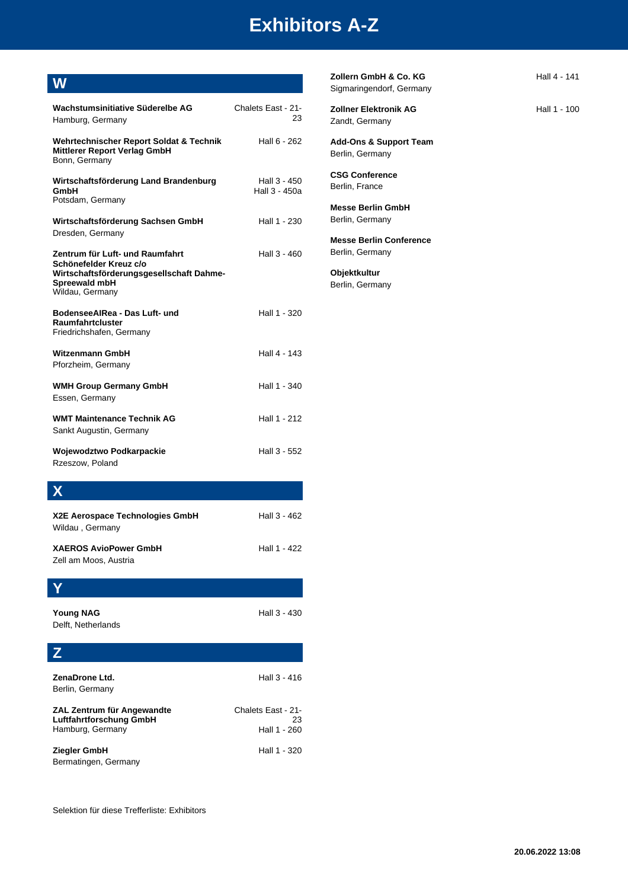# Exhibitors A-Z

## W

**Wachstumsinitiative Süderelbe AG** — Chalets East - 21-23
Hamburg, Germany

**Wehrtechnischer Report Soldat & Technik Mittlerer Report Verlag GmbH** — Hall 6 - 262
Bonn, Germany

**Wirtschaftsförderung Land Brandenburg GmbH** — Hall 3 - 450, Hall 3 - 450a
Potsdam, Germany

**Wirtschaftsförderung Sachsen GmbH** — Hall 1 - 230
Dresden, Germany

**Zentrum für Luft- und Raumfahrt Schönefelder Kreuz c/o Wirtschaftsförderungsgesellschaft Dahme-Spreewald mbH** — Hall 3 - 460
Wildau, Germany

**BodenseeAIRea - Das Luft- und Raumfahrtcluster** — Hall 1 - 320
Friedrichshafen, Germany

**Witzenmann GmbH** — Hall 4 - 143
Pforzheim, Germany

**WMH Group Germany GmbH** — Hall 1 - 340
Essen, Germany

**WMT Maintenance Technik AG** — Hall 1 - 212
Sankt Augustin, Germany

**Wojewodztwo Podkarpackie** — Hall 3 - 552
Rzeszow, Poland

## X

**X2E Aerospace Technologies GmbH** — Hall 3 - 462
Wildau , Germany

**XAEROS AvioPower GmbH** — Hall 1 - 422
Zell am Moos, Austria

## Y

**Young NAG** — Hall 3 - 430
Delft, Netherlands

## Z

**ZenaDrone Ltd.** — Hall 3 - 416
Berlin, Germany

**ZAL Zentrum für Angewandte Luftfahrtforschung GmbH** — Chalets East - 21-23, Hall 1 - 260
Hamburg, Germany

**Ziegler GmbH** — Hall 1 - 320
Bermatingen, Germany

**Zollern GmbH & Co. KG** — Hall 4 - 141
Sigmaringendorf, Germany

**Zollner Elektronik AG** — Hall 1 - 100
Zandt, Germany

**Add-Ons & Support Team**
Berlin, Germany

**CSG Conference**
Berlin, France

**Messe Berlin GmbH**
Berlin, Germany

**Messe Berlin Conference**
Berlin, Germany

**Objektkultur**
Berlin, Germany

Selektion für diese Trefferliste: Exhibitors

**20.06.2022 13:08**